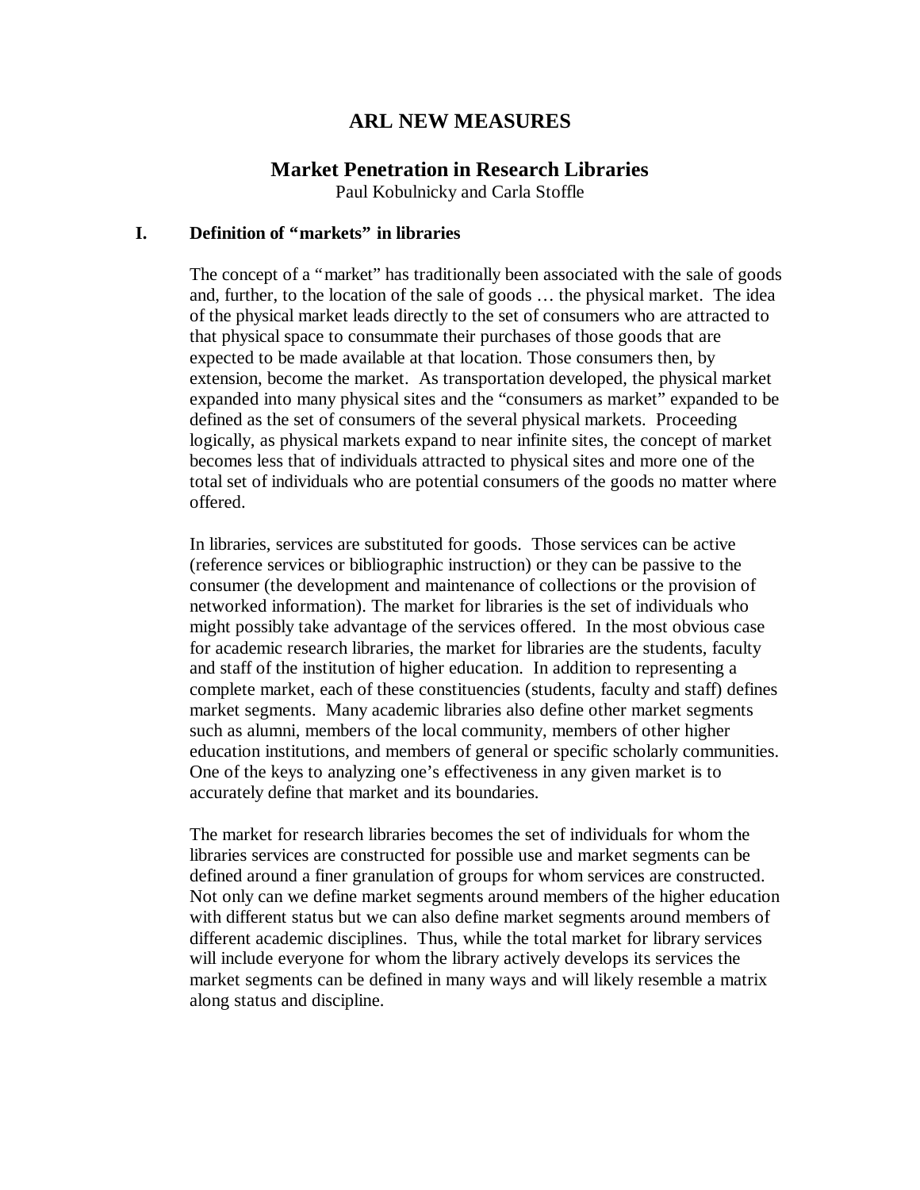# ARL NEW MEASURES

## Market Penetration in Research Libraries

Paul Kobulnicky and Carla Stoffle

### I. Definition of "markets" in libraries

The concept of a "market" has traditionally been associated with the sale of goods and, further, to the location of the sale of goods … the physical market. The idea of the physical market leads directly to the set of consumers who are attracted to that physical space to consummate their purchases of those goods that are expected to be made available at that location. Those consumers then, by extension, become the market. As transportation developed, the physical market expanded into many physical sites and the "consumers as market" expanded to be defined as the set of consumers of the several physical markets. Proceeding logically, as physical markets expand to near infinite sites, the concept of market becomes less that of individuals attracted to physical sites and more one of the total set of individuals who are potential consumers of the goods no matter where offered.

In libraries, services are substituted for goods. Those services can be active (reference services or bibliographic instruction) or they can be passive to the consumer (the development and maintenance of collections or the provision of networked information). The market for libraries is the set of individuals who might possibly take advantage of the services offered. In the most obvious case for academic research libraries, the market for libraries are the students, faculty and staff of the institution of higher education. In addition to representing a complete market, each of these constituencies (students, faculty and staff) defines market segments. Many academic libraries also define other market segments such as alumni, members of the local community, members of other higher education institutions, and members of general or specific scholarly communities. One of the keys to analyzing one's effectiveness in any given market is to accurately define that market and its boundaries.

The market for research libraries becomes the set of individuals for whom the libraries services are constructed for possible use and market segments can be defined around a finer granulation of groups for whom services are constructed. Not only can we define market segments around members of the higher education with different status but we can also define market segments around members of different academic disciplines. Thus, while the total market for library services will include everyone for whom the library actively develops its services the market segments can be defined in many ways and will likely resemble a matrix along status and discipline.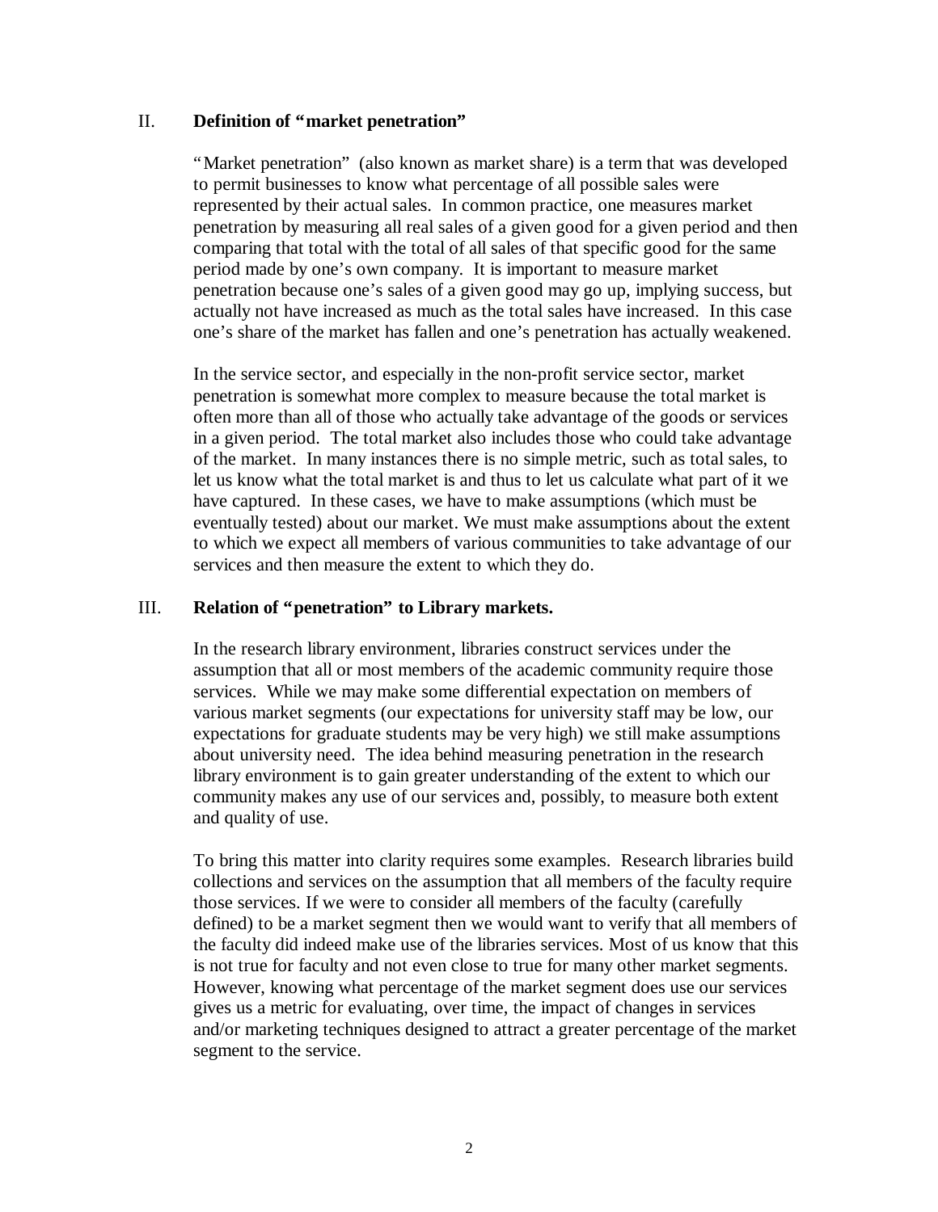## II. Definition of "market penetration"

"Market penetration" (also known as market share) is a term that was developed to permit businesses to know what percentage of all possible sales were represented by their actual sales. In common practice, one measures market penetration by measuring all real sales of a given good for a given period and then comparing that total with the total of all sales of that specific good for the same period made by one's own company. It is important to measure market penetration because one's sales of a given good may go up, implying success, but actually not have increased as much as the total sales have increased. In this case one's share of the market has fallen and one's penetration has actually weakened.

In the service sector, and especially in the non-profit service sector, market penetration is somewhat more complex to measure because the total market is often more than all of those who actually take advantage of the goods or services in a given period. The total market also includes those who could take advantage of the market. In many instances there is no simple metric, such as total sales, to let us know what the total market is and thus to let us calculate what part of it we have captured. In these cases, we have to make assumptions (which must be eventually tested) about our market. We must make assumptions about the extent to which we expect all members of various communities to take advantage of our services and then measure the extent to which they do.

## III. Relation of "penetration" to Library markets.

In the research library environment, libraries construct services under the assumption that all or most members of the academic community require those services. While we may make some differential expectation on members of various market segments (our expectations for university staff may be low, our expectations for graduate students may be very high) we still make assumptions about university need. The idea behind measuring penetration in the research library environment is to gain greater understanding of the extent to which our community makes any use of our services and, possibly, to measure both extent and quality of use.

To bring this matter into clarity requires some examples. Research libraries build collections and services on the assumption that all members of the faculty require those services. If we were to consider all members of the faculty (carefully defined) to be a market segment then we would want to verify that all members of the faculty did indeed make use of the libraries services. Most of us know that this is not true for faculty and not even close to true for many other market segments. However, knowing what percentage of the market segment does use our services gives us a metric for evaluating, over time, the impact of changes in services and/or marketing techniques designed to attract a greater percentage of the market segment to the service.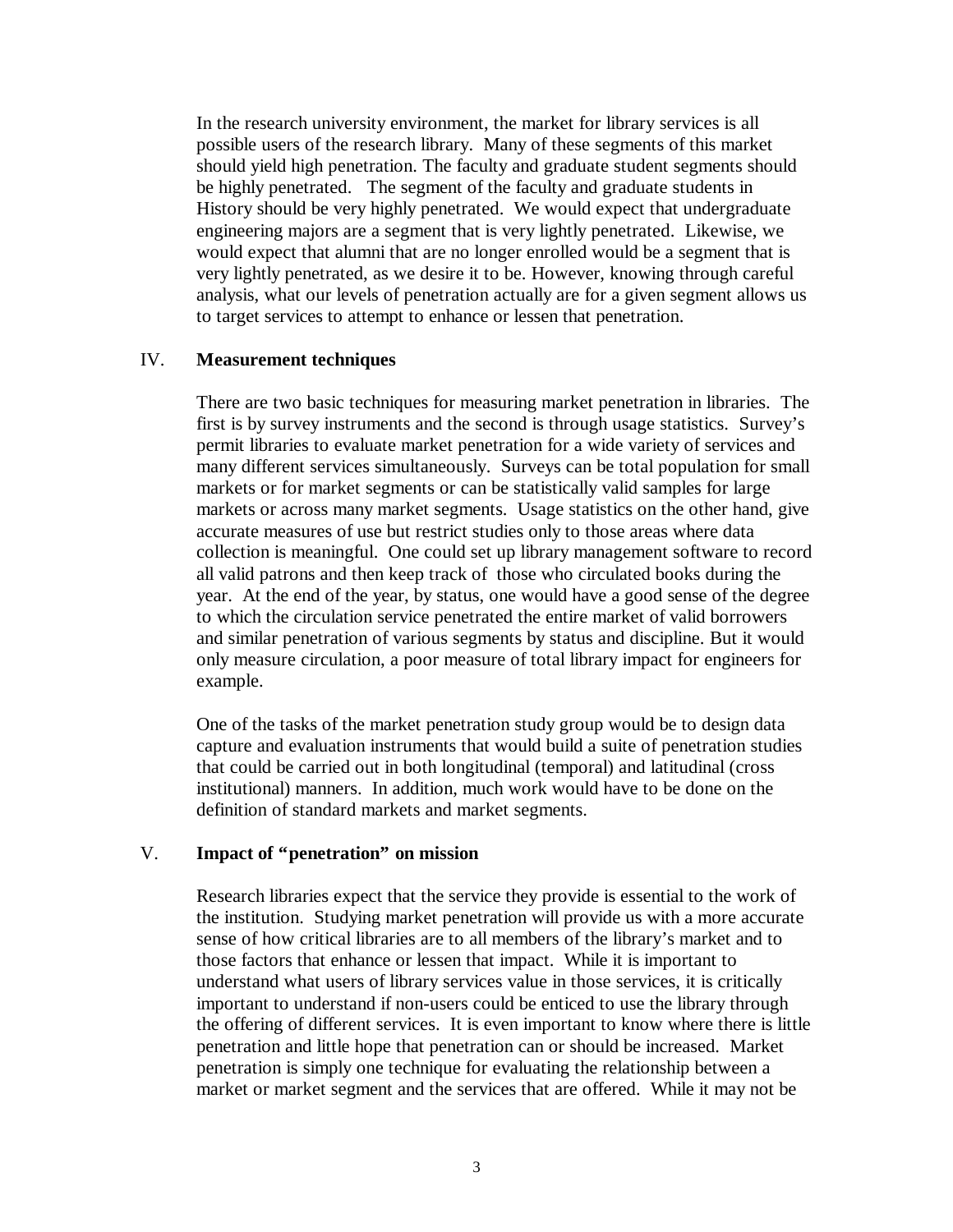In the research university environment, the market for library services is all possible users of the research library. Many of these segments of this market should yield high penetration. The faculty and graduate student segments should be highly penetrated. The segment of the faculty and graduate students in History should be very highly penetrated. We would expect that undergraduate engineering majors are a segment that is very lightly penetrated. Likewise, we would expect that alumni that are no longer enrolled would be a segment that is very lightly penetrated, as we desire it to be. However, knowing through careful analysis, what our levels of penetration actually are for a given segment allows us to target services to attempt to enhance or lessen that penetration.

## IV. **Measurement techniques**

There are two basic techniques for measuring market penetration in libraries. The first is by survey instruments and the second is through usage statistics. Survey's permit libraries to evaluate market penetration for a wide variety of services and many different services simultaneously. Surveys can be total population for small markets or for market segments or can be statistically valid samples for large markets or across many market segments. Usage statistics on the other hand, give accurate measures of use but restrict studies only to those areas where data collection is meaningful. One could set up library management software to record all valid patrons and then keep track of those who circulated books during the year. At the end of the year, by status, one would have a good sense of the degree to which the circulation service penetrated the entire market of valid borrowers and similar penetration of various segments by status and discipline. But it would only measure circulation, a poor measure of total library impact for engineers for example.

One of the tasks of the market penetration study group would be to design data capture and evaluation instruments that would build a suite of penetration studies that could be carried out in both longitudinal (temporal) and latitudinal (cross institutional) manners. In addition, much work would have to be done on the definition of standard markets and market segments.

## V. **Impact of "penetration" on mission**

Research libraries expect that the service they provide is essential to the work of the institution. Studying market penetration will provide us with a more accurate sense of how critical libraries are to all members of the library's market and to those factors that enhance or lessen that impact. While it is important to understand what users of library services value in those services, it is critically important to understand if non-users could be enticed to use the library through the offering of different services. It is even important to know where there is little penetration and little hope that penetration can or should be increased. Market penetration is simply one technique for evaluating the relationship between a market or market segment and the services that are offered. While it may not be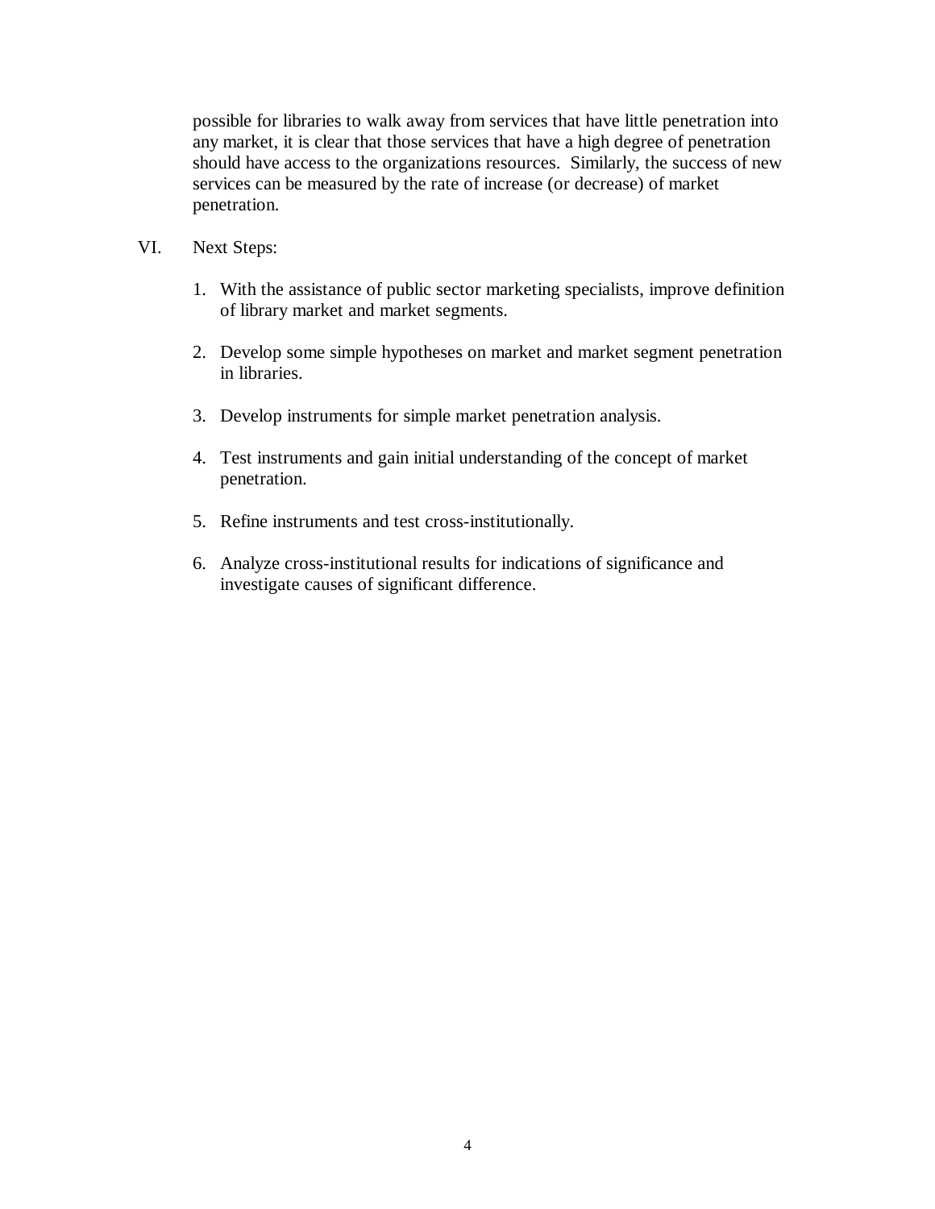possible for libraries to walk away from services that have little penetration into any market, it is clear that those services that have a high degree of penetration should have access to the organizations resources. Similarly, the success of new services can be measured by the rate of increase (or decrease) of market penetration.

## VI. Next Steps:

1. With the assistance of public sector marketing specialists, improve definition of library market and market segments.

2. Develop some simple hypotheses on market and market segment penetration in libraries.

3. Develop instruments for simple market penetration analysis.

4. Test instruments and gain initial understanding of the concept of market penetration.

5. Refine instruments and test cross-institutionally.

6. Analyze cross-institutional results for indications of significance and investigate causes of significant difference.